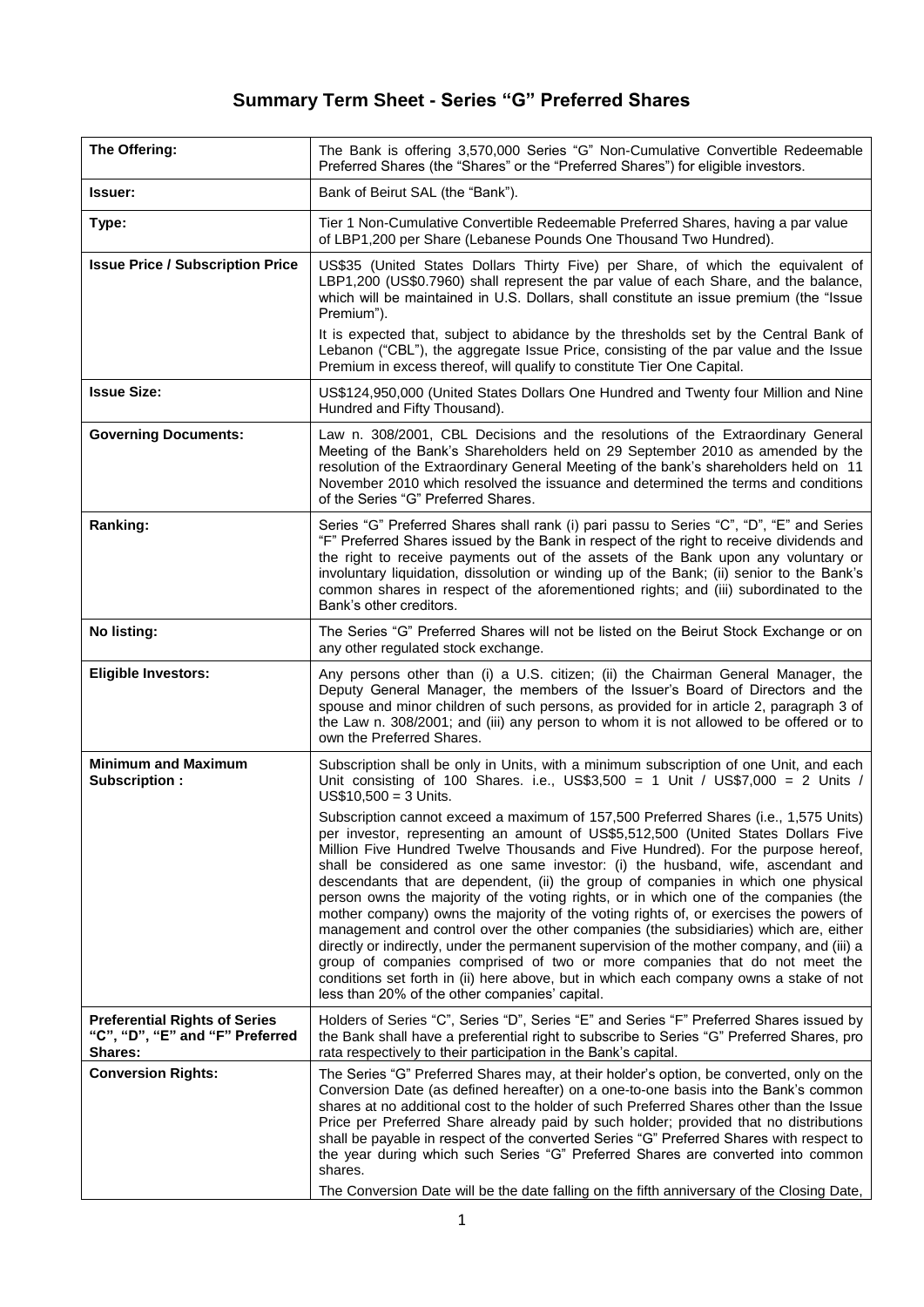# Summary Term Sheet - Series "G" Preferred Shares

| | |
|---|---|
| **The Offering:** | The Bank is offering 3,570,000 Series "G" Non-Cumulative Convertible Redeemable Preferred Shares (the "Shares" or the "Preferred Shares") for eligible investors. |
| **Issuer:** | Bank of Beirut SAL (the "Bank"). |
| **Type:** | Tier 1 Non-Cumulative Convertible Redeemable Preferred Shares, having a par value of LBP1,200 per Share (Lebanese Pounds One Thousand Two Hundred). |
| **Issue Price / Subscription Price** | US$35 (United States Dollars Thirty Five) per Share, of which the equivalent of LBP1,200 (US$0.7960) shall represent the par value of each Share, and the balance, which will be maintained in U.S. Dollars, shall constitute an issue premium (the "Issue Premium").<br><br>It is expected that, subject to abidance by the thresholds set by the Central Bank of Lebanon ("CBL"), the aggregate Issue Price, consisting of the par value and the Issue Premium in excess thereof, will qualify to constitute Tier One Capital. |
| **Issue Size:** | US$124,950,000 (United States Dollars One Hundred and Twenty four Million and Nine Hundred and Fifty Thousand). |
| **Governing Documents:** | Law n. 308/2001, CBL Decisions and the resolutions of the Extraordinary General Meeting of the Bank's Shareholders held on 29 September 2010 as amended by the resolution of the Extraordinary General Meeting of the bank's shareholders held on 11 November 2010 which resolved the issuance and determined the terms and conditions of the Series "G" Preferred Shares. |
| **Ranking:** | Series "G" Preferred Shares shall rank (i) pari passu to Series "C", "D", "E" and Series "F" Preferred Shares issued by the Bank in respect of the right to receive dividends and the right to receive payments out of the assets of the Bank upon any voluntary or involuntary liquidation, dissolution or winding up of the Bank; (ii) senior to the Bank's common shares in respect of the aforementioned rights; and (iii) subordinated to the Bank's other creditors. |
| **No listing:** | The Series "G" Preferred Shares will not be listed on the Beirut Stock Exchange or on any other regulated stock exchange. |
| **Eligible Investors:** | Any persons other than (i) a U.S. citizen; (ii) the Chairman General Manager, the Deputy General Manager, the members of the Issuer's Board of Directors and the spouse and minor children of such persons, as provided for in article 2, paragraph 3 of the Law n. 308/2001; and (iii) any person to whom it is not allowed to be offered or to own the Preferred Shares. |
| **Minimum and Maximum Subscription :** | Subscription shall be only in Units, with a minimum subscription of one Unit, and each Unit consisting of 100 Shares. i.e., US$3,500 = 1 Unit / US$7,000 = 2 Units / US$10,500 = 3 Units.<br><br>Subscription cannot exceed a maximum of 157,500 Preferred Shares (i.e., 1,575 Units) per investor, representing an amount of US$5,512,500 (United States Dollars Five Million Five Hundred Twelve Thousands and Five Hundred). For the purpose hereof, shall be considered as one same investor: (i) the husband, wife, ascendant and descendants that are dependent, (ii) the group of companies in which one physical person owns the majority of the voting rights, or in which one of the companies (the mother company) owns the majority of the voting rights of, or exercises the powers of management and control over the other companies (the subsidiaries) which are, either directly or indirectly, under the permanent supervision of the mother company, and (iii) a group of companies comprised of two or more companies that do not meet the conditions set forth in (ii) here above, but in which each company owns a stake of not less than 20% of the other companies' capital. |
| **Preferential Rights of Series "C", "D", "E" and "F" Preferred Shares:** | Holders of Series "C", Series "D", Series "E" and Series "F" Preferred Shares issued by the Bank shall have a preferential right to subscribe to Series "G" Preferred Shares, pro rata respectively to their participation in the Bank's capital. |
| **Conversion Rights:** | The Series "G" Preferred Shares may, at their holder's option, be converted, only on the Conversion Date (as defined hereafter) on a one-to-one basis into the Bank's common shares at no additional cost to the holder of such Preferred Shares other than the Issue Price per Preferred Share already paid by such holder; provided that no distributions shall be payable in respect of the converted Series "G" Preferred Shares with respect to the year during which such Series "G" Preferred Shares are converted into common shares.<br><br>The Conversion Date will be the date falling on the fifth anniversary of the Closing Date, |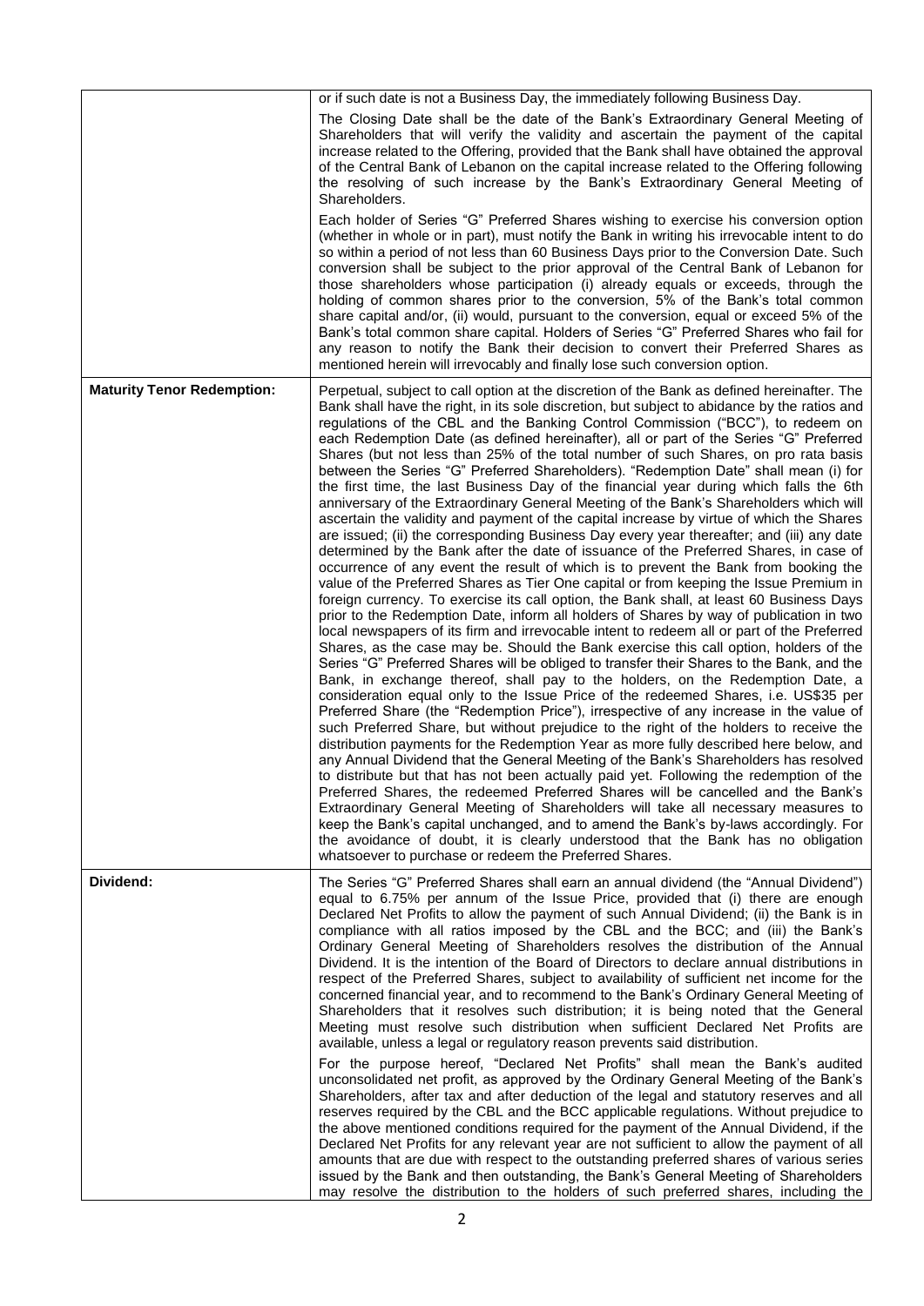| | |
|---|---|
| | or if such date is not a Business Day, the immediately following Business Day.<br><br>The Closing Date shall be the date of the Bank's Extraordinary General Meeting of Shareholders that will verify the validity and ascertain the payment of the capital increase related to the Offering, provided that the Bank shall have obtained the approval of the Central Bank of Lebanon on the capital increase related to the Offering following the resolving of such increase by the Bank's Extraordinary General Meeting of Shareholders.<br><br>Each holder of Series "G" Preferred Shares wishing to exercise his conversion option (whether in whole or in part), must notify the Bank in writing his irrevocable intent to do so within a period of not less than 60 Business Days prior to the Conversion Date. Such conversion shall be subject to the prior approval of the Central Bank of Lebanon for those shareholders whose participation (i) already equals or exceeds, through the holding of common shares prior to the conversion, 5% of the Bank's total common share capital and/or, (ii) would, pursuant to the conversion, equal or exceed 5% of the Bank's total common share capital. Holders of Series "G" Preferred Shares who fail for any reason to notify the Bank their decision to convert their Preferred Shares as mentioned herein will irrevocably and finally lose such conversion option. |
| **Maturity Tenor Redemption:** | Perpetual, subject to call option at the discretion of the Bank as defined hereinafter. The Bank shall have the right, in its sole discretion, but subject to abidance by the ratios and regulations of the CBL and the Banking Control Commission ("BCC"), to redeem on each Redemption Date (as defined hereinafter), all or part of the Series "G" Preferred Shares (but not less than 25% of the total number of such Shares, on pro rata basis between the Series "G" Preferred Shareholders). "Redemption Date" shall mean (i) for the first time, the last Business Day of the financial year during which falls the 6th anniversary of the Extraordinary General Meeting of the Bank's Shareholders which will ascertain the validity and payment of the capital increase by virtue of which the Shares are issued; (ii) the corresponding Business Day every year thereafter; and (iii) any date determined by the Bank after the date of issuance of the Preferred Shares, in case of occurrence of any event the result of which is to prevent the Bank from booking the value of the Preferred Shares as Tier One capital or from keeping the Issue Premium in foreign currency. To exercise its call option, the Bank shall, at least 60 Business Days prior to the Redemption Date, inform all holders of Shares by way of publication in two local newspapers of its firm and irrevocable intent to redeem all or part of the Preferred Shares, as the case may be. Should the Bank exercise this call option, holders of the Series "G" Preferred Shares will be obliged to transfer their Shares to the Bank, and the Bank, in exchange thereof, shall pay to the holders, on the Redemption Date, a consideration equal only to the Issue Price of the redeemed Shares, i.e. US$35 per Preferred Share (the "Redemption Price"), irrespective of any increase in the value of such Preferred Share, but without prejudice to the right of the holders to receive the distribution payments for the Redemption Year as more fully described here below, and any Annual Dividend that the General Meeting of the Bank's Shareholders has resolved to distribute but that has not been actually paid yet. Following the redemption of the Preferred Shares, the redeemed Preferred Shares will be cancelled and the Bank's Extraordinary General Meeting of Shareholders will take all necessary measures to keep the Bank's capital unchanged, and to amend the Bank's by-laws accordingly. For the avoidance of doubt, it is clearly understood that the Bank has no obligation whatsoever to purchase or redeem the Preferred Shares. |
| **Dividend:** | The Series "G" Preferred Shares shall earn an annual dividend (the "Annual Dividend") equal to 6.75% per annum of the Issue Price, provided that (i) there are enough Declared Net Profits to allow the payment of such Annual Dividend; (ii) the Bank is in compliance with all ratios imposed by the CBL and the BCC; and (iii) the Bank's Ordinary General Meeting of Shareholders resolves the distribution of the Annual Dividend. It is the intention of the Board of Directors to declare annual distributions in respect of the Preferred Shares, subject to availability of sufficient net income for the concerned financial year, and to recommend to the Bank's Ordinary General Meeting of Shareholders that it resolves such distribution; it is being noted that the General Meeting must resolve such distribution when sufficient Declared Net Profits are available, unless a legal or regulatory reason prevents said distribution.<br><br>For the purpose hereof, "Declared Net Profits" shall mean the Bank's audited unconsolidated net profit, as approved by the Ordinary General Meeting of the Bank's Shareholders, after tax and after deduction of the legal and statutory reserves and all reserves required by the CBL and the BCC applicable regulations. Without prejudice to the above mentioned conditions required for the payment of the Annual Dividend, if the Declared Net Profits for any relevant year are not sufficient to allow the payment of all amounts that are due with respect to the outstanding preferred shares of various series issued by the Bank and then outstanding, the Bank's General Meeting of Shareholders may resolve the distribution to the holders of such preferred shares, including the |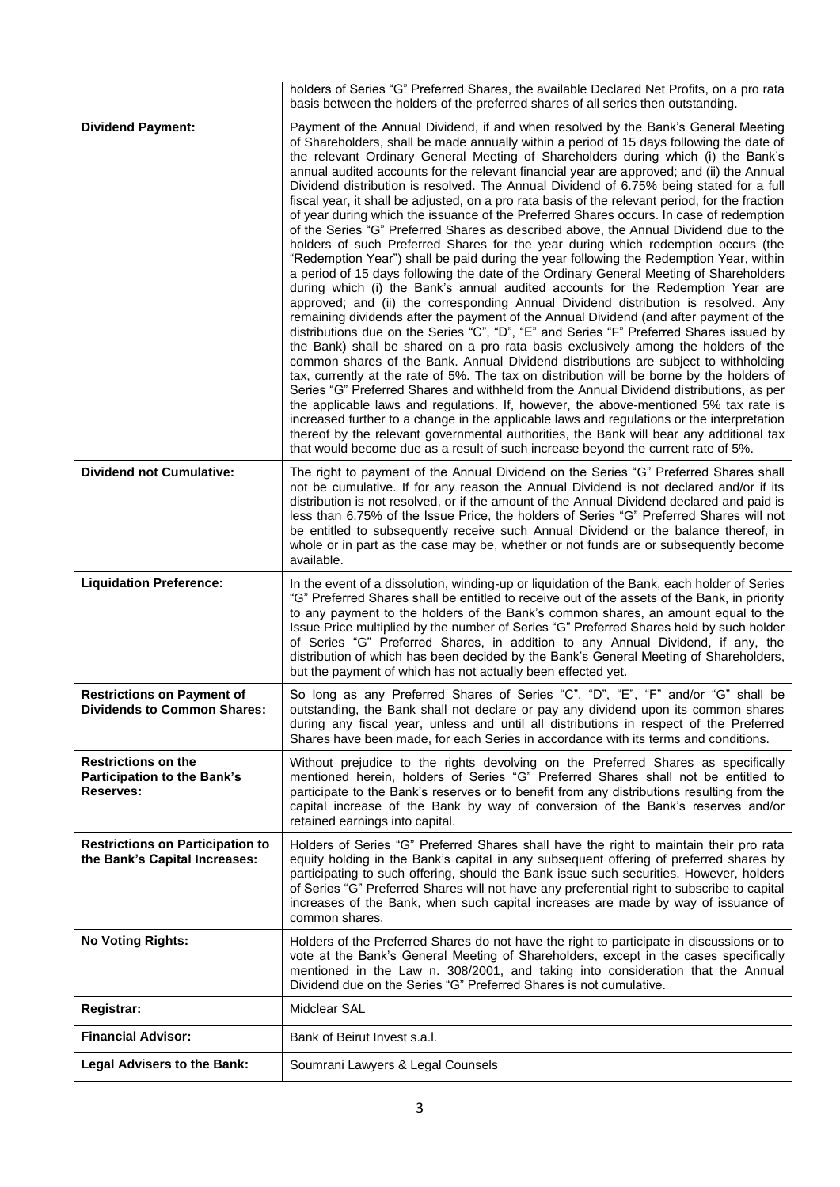| | |
|---|---|
| | holders of Series "G" Preferred Shares, the available Declared Net Profits, on a pro rata basis between the holders of the preferred shares of all series then outstanding. |
| **Dividend Payment:** | Payment of the Annual Dividend, if and when resolved by the Bank's General Meeting of Shareholders, shall be made annually within a period of 15 days following the date of the relevant Ordinary General Meeting of Shareholders during which (i) the Bank's annual audited accounts for the relevant financial year are approved; and (ii) the Annual Dividend distribution is resolved. The Annual Dividend of 6.75% being stated for a full fiscal year, it shall be adjusted, on a pro rata basis of the relevant period, for the fraction of year during which the issuance of the Preferred Shares occurs. In case of redemption of the Series "G" Preferred Shares as described above, the Annual Dividend due to the holders of such Preferred Shares for the year during which redemption occurs (the "Redemption Year") shall be paid during the year following the Redemption Year, within a period of 15 days following the date of the Ordinary General Meeting of Shareholders during which (i) the Bank's annual audited accounts for the Redemption Year are approved; and (ii) the corresponding Annual Dividend distribution is resolved. Any remaining dividends after the payment of the Annual Dividend (and after payment of the distributions due on the Series "C", "D", "E" and Series "F" Preferred Shares issued by the Bank) shall be shared on a pro rata basis exclusively among the holders of the common shares of the Bank. Annual Dividend distributions are subject to withholding tax, currently at the rate of 5%. The tax on distribution will be borne by the holders of Series "G" Preferred Shares and withheld from the Annual Dividend distributions, as per the applicable laws and regulations. If, however, the above-mentioned 5% tax rate is increased further to a change in the applicable laws and regulations or the interpretation thereof by the relevant governmental authorities, the Bank will bear any additional tax that would become due as a result of such increase beyond the current rate of 5%. |
| **Dividend not Cumulative:** | The right to payment of the Annual Dividend on the Series "G" Preferred Shares shall not be cumulative. If for any reason the Annual Dividend is not declared and/or if its distribution is not resolved, or if the amount of the Annual Dividend declared and paid is less than 6.75% of the Issue Price, the holders of Series "G" Preferred Shares will not be entitled to subsequently receive such Annual Dividend or the balance thereof, in whole or in part as the case may be, whether or not funds are or subsequently become available. |
| **Liquidation Preference:** | In the event of a dissolution, winding-up or liquidation of the Bank, each holder of Series "G" Preferred Shares shall be entitled to receive out of the assets of the Bank, in priority to any payment to the holders of the Bank's common shares, an amount equal to the Issue Price multiplied by the number of Series "G" Preferred Shares held by such holder of Series "G" Preferred Shares, in addition to any Annual Dividend, if any, the distribution of which has been decided by the Bank's General Meeting of Shareholders, but the payment of which has not actually been effected yet. |
| **Restrictions on Payment of Dividends to Common Shares:** | So long as any Preferred Shares of Series "C", "D", "E", "F" and/or "G" shall be outstanding, the Bank shall not declare or pay any dividend upon its common shares during any fiscal year, unless and until all distributions in respect of the Preferred Shares have been made, for each Series in accordance with its terms and conditions. |
| **Restrictions on the Participation to the Bank's Reserves:** | Without prejudice to the rights devolving on the Preferred Shares as specifically mentioned herein, holders of Series "G" Preferred Shares shall not be entitled to participate to the Bank's reserves or to benefit from any distributions resulting from the capital increase of the Bank by way of conversion of the Bank's reserves and/or retained earnings into capital. |
| **Restrictions on Participation to the Bank's Capital Increases:** | Holders of Series "G" Preferred Shares shall have the right to maintain their pro rata equity holding in the Bank's capital in any subsequent offering of preferred shares by participating to such offering, should the Bank issue such securities. However, holders of Series "G" Preferred Shares will not have any preferential right to subscribe to capital increases of the Bank, when such capital increases are made by way of issuance of common shares. |
| **No Voting Rights:** | Holders of the Preferred Shares do not have the right to participate in discussions or to vote at the Bank's General Meeting of Shareholders, except in the cases specifically mentioned in the Law n. 308/2001, and taking into consideration that the Annual Dividend due on the Series "G" Preferred Shares is not cumulative. |
| **Registrar:** | Midclear SAL |
| **Financial Advisor:** | Bank of Beirut Invest s.a.l. |
| **Legal Advisers to the Bank:** | Soumrani Lawyers & Legal Counsels |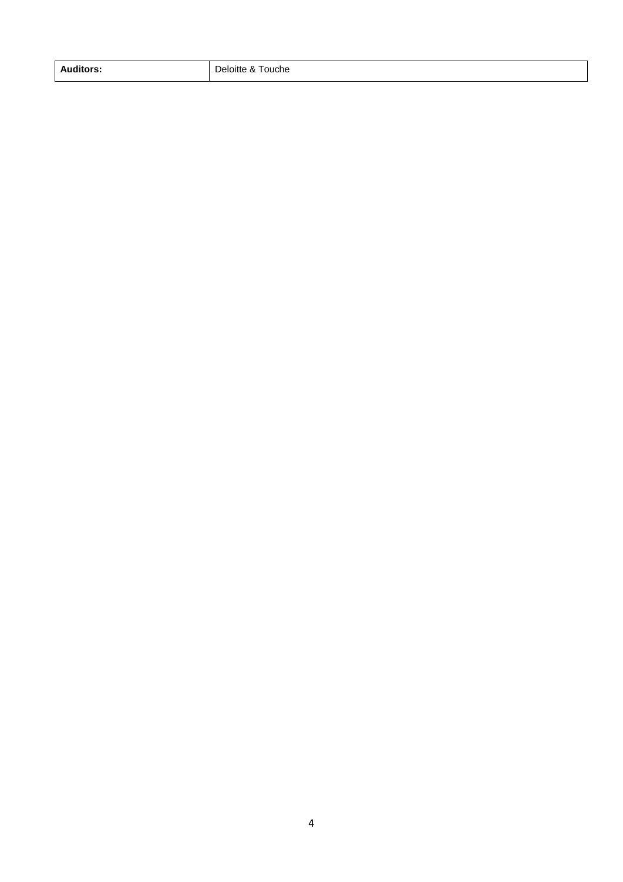| | |
|---|---|
| **Auditors:** | Deloitte & Touche |